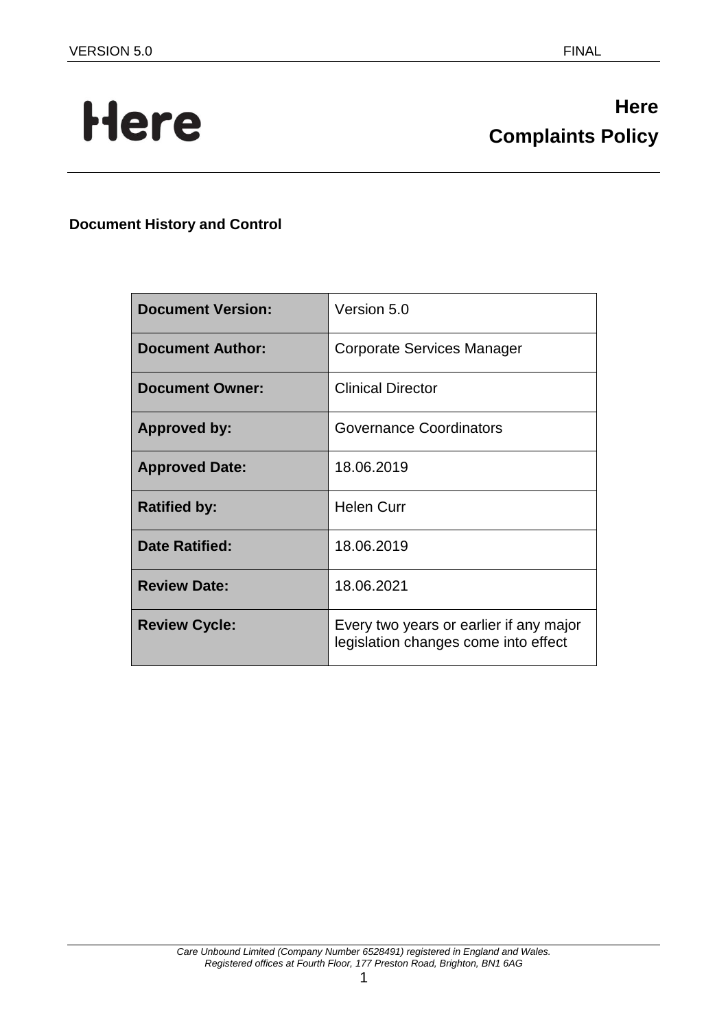# Here

# Here Complaints Policy

**Document History and Control**

| Document Version: | Version 5.0 |
|---|---|
| **Document Author:** | Corporate Services Manager |
| **Document Owner:** | Clinical Director |
| **Approved by:** | Governance Coordinators |
| **Approved Date:** | 18.06.2019 |
| **Ratified by:** | Helen Curr |
| **Date Ratified:** | 18.06.2019 |
| **Review Date:** | 18.06.2021 |
| **Review Cycle:** | Every two years or earlier if any major legislation changes come into effect |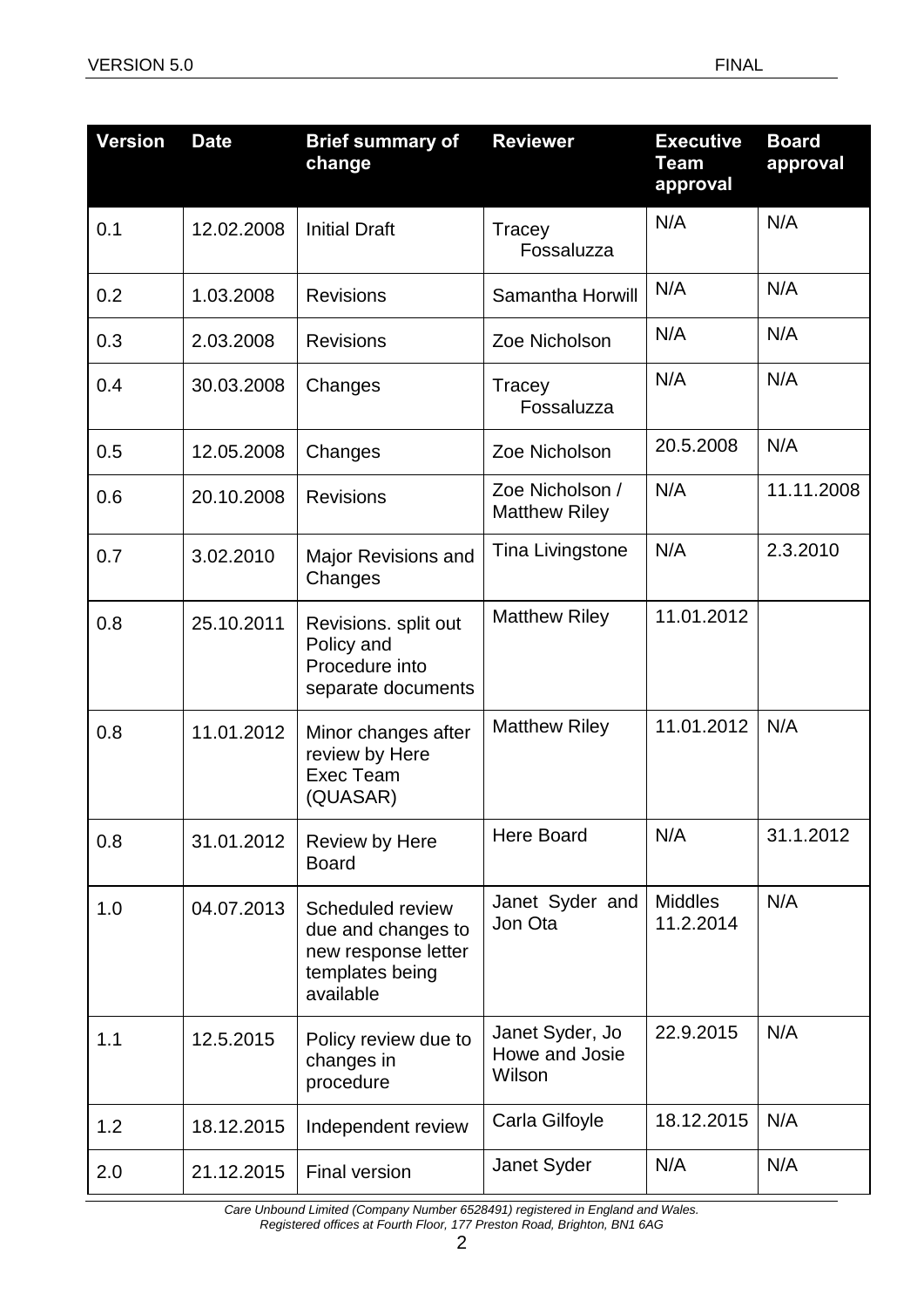| Version | Date | Brief summary of change | Reviewer | Executive Team approval | Board approval |
|---|---|---|---|---|---|
| 0.1 | 12.02.2008 | Initial Draft | Tracey Fossaluzza | N/A | N/A |
| 0.2 | 1.03.2008 | Revisions | Samantha Horwill | N/A | N/A |
| 0.3 | 2.03.2008 | Revisions | Zoe Nicholson | N/A | N/A |
| 0.4 | 30.03.2008 | Changes | Tracey Fossaluzza | N/A | N/A |
| 0.5 | 12.05.2008 | Changes | Zoe Nicholson | 20.5.2008 | N/A |
| 0.6 | 20.10.2008 | Revisions | Zoe Nicholson / Matthew Riley | N/A | 11.11.2008 |
| 0.7 | 3.02.2010 | Major Revisions and Changes | Tina Livingstone | N/A | 2.3.2010 |
| 0.8 | 25.10.2011 | Revisions. split out Policy and Procedure into separate documents | Matthew Riley | 11.01.2012 | |
| 0.8 | 11.01.2012 | Minor changes after review by Here Exec Team (QUASAR) | Matthew Riley | 11.01.2012 | N/A |
| 0.8 | 31.01.2012 | Review by Here Board | Here Board | N/A | 31.1.2012 |
| 1.0 | 04.07.2013 | Scheduled review due and changes to new response letter templates being available | Janet Syder and Jon Ota | Middles 11.2.2014 | N/A |
| 1.1 | 12.5.2015 | Policy review due to changes in procedure | Janet Syder, Jo Howe and Josie Wilson | 22.9.2015 | N/A |
| 1.2 | 18.12.2015 | Independent review | Carla Gilfoyle | 18.12.2015 | N/A |
| 2.0 | 21.12.2015 | Final version | Janet Syder | N/A | N/A |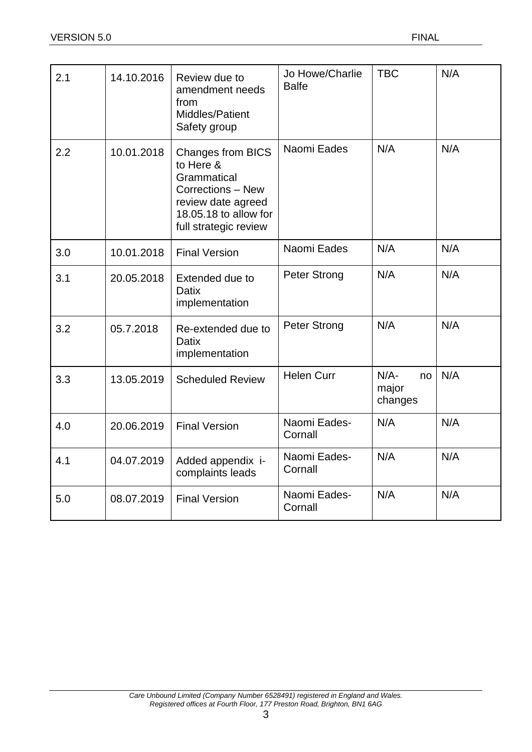| 2.1 | 14.10.2016 | Review due to amendment needs from Middles/Patient Safety group | Jo Howe/Charlie Balfe | TBC | N/A |
|---|---|---|---|---|---|
| 2.2 | 10.01.2018 | Changes from BICS to Here & Grammatical Corrections – New review date agreed 18.05.18 to allow for full strategic review | Naomi Eades | N/A | N/A |
| 3.0 | 10.01.2018 | Final Version | Naomi Eades | N/A | N/A |
| 3.1 | 20.05.2018 | Extended due to Datix implementation | Peter Strong | N/A | N/A |
| 3.2 | 05.7.2018 | Re-extended due to Datix implementation | Peter Strong | N/A | N/A |
| 3.3 | 13.05.2019 | Scheduled Review | Helen Curr | N/A- no major changes | N/A |
| 4.0 | 20.06.2019 | Final Version | Naomi Eades-Cornall | N/A | N/A |
| 4.1 | 04.07.2019 | Added appendix i-complaints leads | Naomi Eades-Cornall | N/A | N/A |
| 5.0 | 08.07.2019 | Final Version | Naomi Eades-Cornall | N/A | N/A |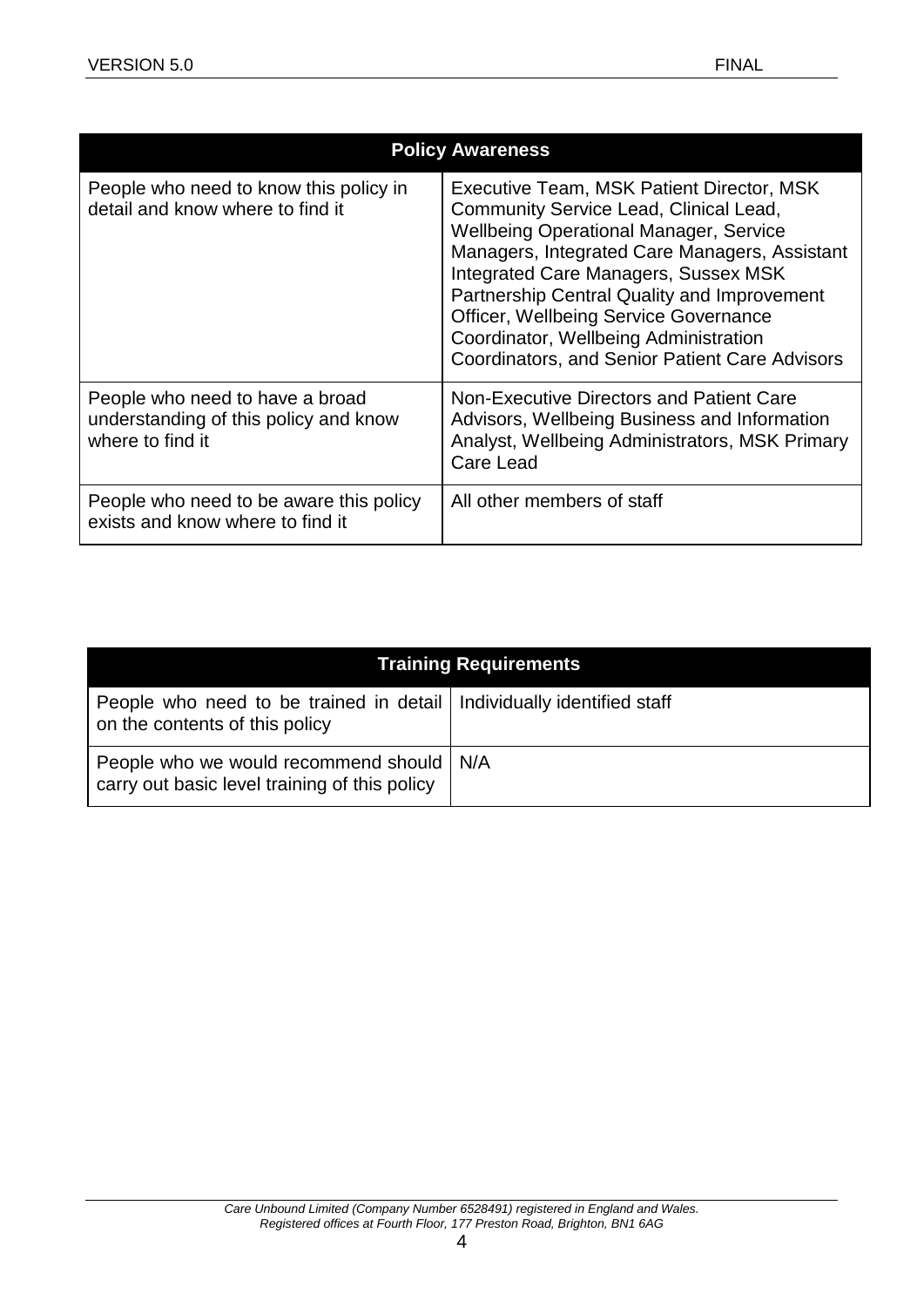| Policy Awareness | |
|---|---|
| People who need to know this policy in detail and know where to find it | Executive Team, MSK Patient Director, MSK Community Service Lead, Clinical Lead, Wellbeing Operational Manager, Service Managers, Integrated Care Managers, Assistant Integrated Care Managers, Sussex MSK Partnership Central Quality and Improvement Officer, Wellbeing Service Governance Coordinator, Wellbeing Administration Coordinators, and Senior Patient Care Advisors |
| People who need to have a broad understanding of this policy and know where to find it | Non-Executive Directors and Patient Care Advisors, Wellbeing Business and Information Analyst, Wellbeing Administrators, MSK Primary Care Lead |
| People who need to be aware this policy exists and know where to find it | All other members of staff |

| Training Requirements | |
|---|---|
| People who need to be trained in detail on the contents of this policy | Individually identified staff |
| People who we would recommend should carry out basic level training of this policy | N/A |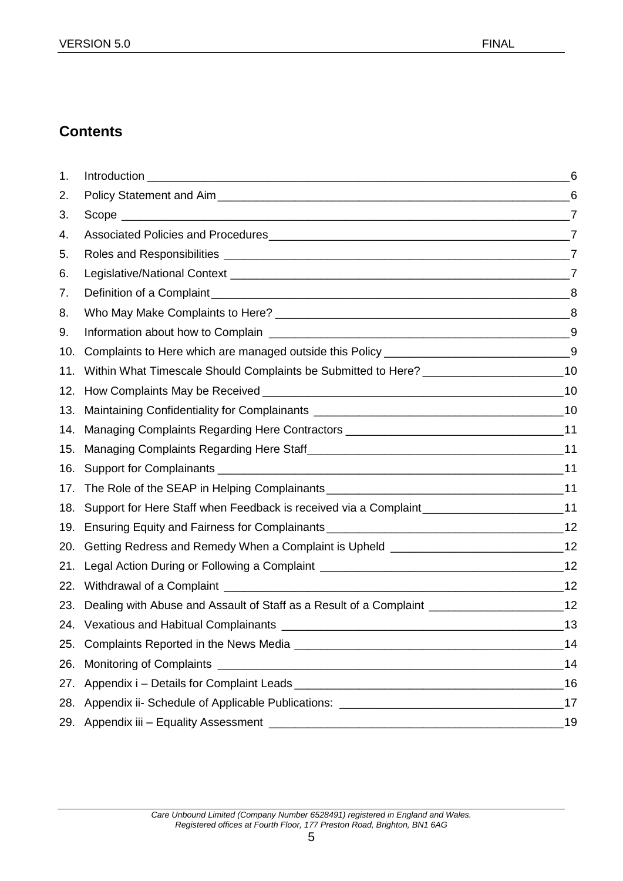## Contents

1. Introduction 6
2. Policy Statement and Aim 6
3. Scope 7
4. Associated Policies and Procedures 7
5. Roles and Responsibilities 7
6. Legislative/National Context 7
7. Definition of a Complaint 8
8. Who May Make Complaints to Here? 8
9. Information about how to Complain 9
10. Complaints to Here which are managed outside this Policy 9
11. Within What Timescale Should Complaints be Submitted to Here? 10
12. How Complaints May be Received 10
13. Maintaining Confidentiality for Complainants 10
14. Managing Complaints Regarding Here Contractors 11
15. Managing Complaints Regarding Here Staff 11
16. Support for Complainants 11
17. The Role of the SEAP in Helping Complainants 11
18. Support for Here Staff when Feedback is received via a Complaint 11
19. Ensuring Equity and Fairness for Complainants 12
20. Getting Redress and Remedy When a Complaint is Upheld 12
21. Legal Action During or Following a Complaint 12
22. Withdrawal of a Complaint 12
23. Dealing with Abuse and Assault of Staff as a Result of a Complaint 12
24. Vexatious and Habitual Complainants 13
25. Complaints Reported in the News Media 14
26. Monitoring of Complaints 14
27. Appendix i – Details for Complaint Leads 16
28. Appendix ii- Schedule of Applicable Publications: 17
29. Appendix iii – Equality Assessment 19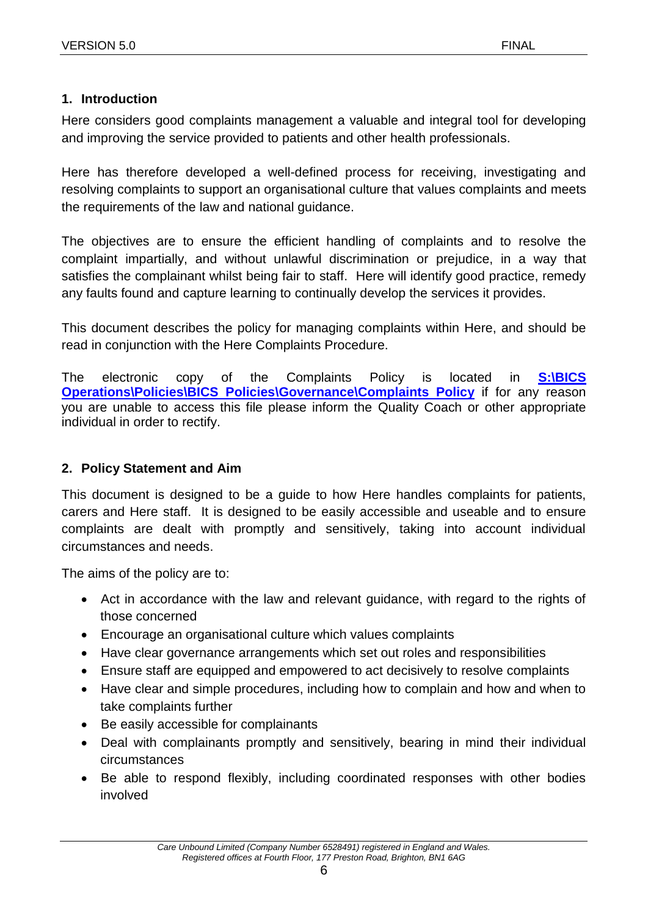## 1. Introduction

Here considers good complaints management a valuable and integral tool for developing and improving the service provided to patients and other health professionals.

Here has therefore developed a well-defined process for receiving, investigating and resolving complaints to support an organisational culture that values complaints and meets the requirements of the law and national guidance.

The objectives are to ensure the efficient handling of complaints and to resolve the complaint impartially, and without unlawful discrimination or prejudice, in a way that satisfies the complainant whilst being fair to staff. Here will identify good practice, remedy any faults found and capture learning to continually develop the services it provides.

This document describes the policy for managing complaints within Here, and should be read in conjunction with the Here Complaints Procedure.

The electronic copy of the Complaints Policy is located in **S:\BICS Operations\Policies\BICS Policies\Governance\Complaints Policy** if for any reason you are unable to access this file please inform the Quality Coach or other appropriate individual in order to rectify.

## 2. Policy Statement and Aim

This document is designed to be a guide to how Here handles complaints for patients, carers and Here staff. It is designed to be easily accessible and useable and to ensure complaints are dealt with promptly and sensitively, taking into account individual circumstances and needs.

The aims of the policy are to:

- Act in accordance with the law and relevant guidance, with regard to the rights of those concerned
- Encourage an organisational culture which values complaints
- Have clear governance arrangements which set out roles and responsibilities
- Ensure staff are equipped and empowered to act decisively to resolve complaints
- Have clear and simple procedures, including how to complain and how and when to take complaints further
- Be easily accessible for complainants
- Deal with complainants promptly and sensitively, bearing in mind their individual circumstances
- Be able to respond flexibly, including coordinated responses with other bodies involved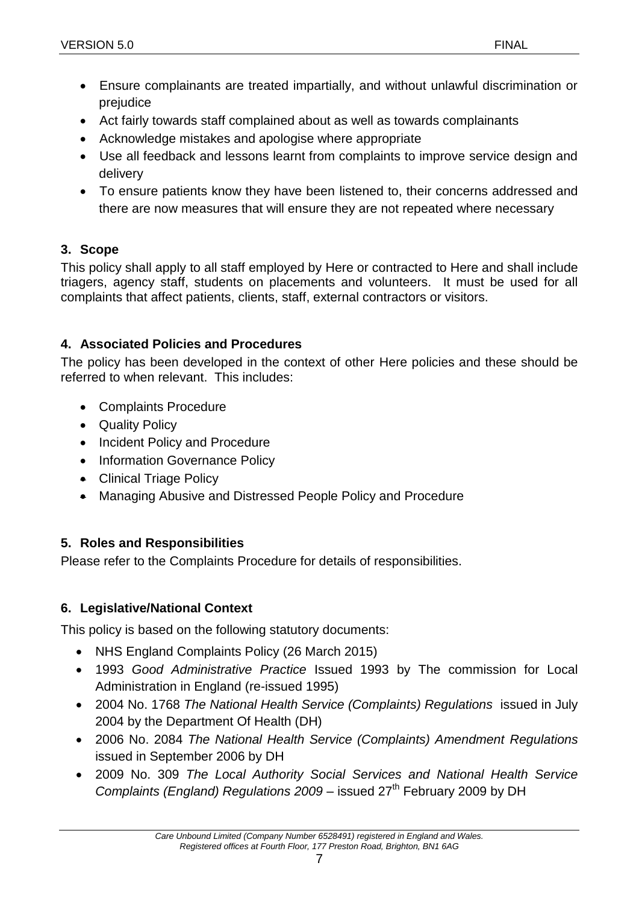- Ensure complainants are treated impartially, and without unlawful discrimination or prejudice
- Act fairly towards staff complained about as well as towards complainants
- Acknowledge mistakes and apologise where appropriate
- Use all feedback and lessons learnt from complaints to improve service design and delivery
- To ensure patients know they have been listened to, their concerns addressed and there are now measures that will ensure they are not repeated where necessary

## 3. Scope

This policy shall apply to all staff employed by Here or contracted to Here and shall include triagers, agency staff, students on placements and volunteers. It must be used for all complaints that affect patients, clients, staff, external contractors or visitors.

## 4. Associated Policies and Procedures

The policy has been developed in the context of other Here policies and these should be referred to when relevant. This includes:

- Complaints Procedure
- Quality Policy
- Incident Policy and Procedure
- Information Governance Policy
- Clinical Triage Policy
- Managing Abusive and Distressed People Policy and Procedure

## 5. Roles and Responsibilities

Please refer to the Complaints Procedure for details of responsibilities.

## 6. Legislative/National Context

This policy is based on the following statutory documents:

- NHS England Complaints Policy (26 March 2015)
- 1993 *Good Administrative Practice* Issued 1993 by The commission for Local Administration in England (re-issued 1995)
- 2004 No. 1768 *The National Health Service (Complaints) Regulations* issued in July 2004 by the Department Of Health (DH)
- 2006 No. 2084 *The National Health Service (Complaints) Amendment Regulations* issued in September 2006 by DH
- 2009 No. 309 *The Local Authority Social Services and National Health Service Complaints (England) Regulations 2009* – issued 27th February 2009 by DH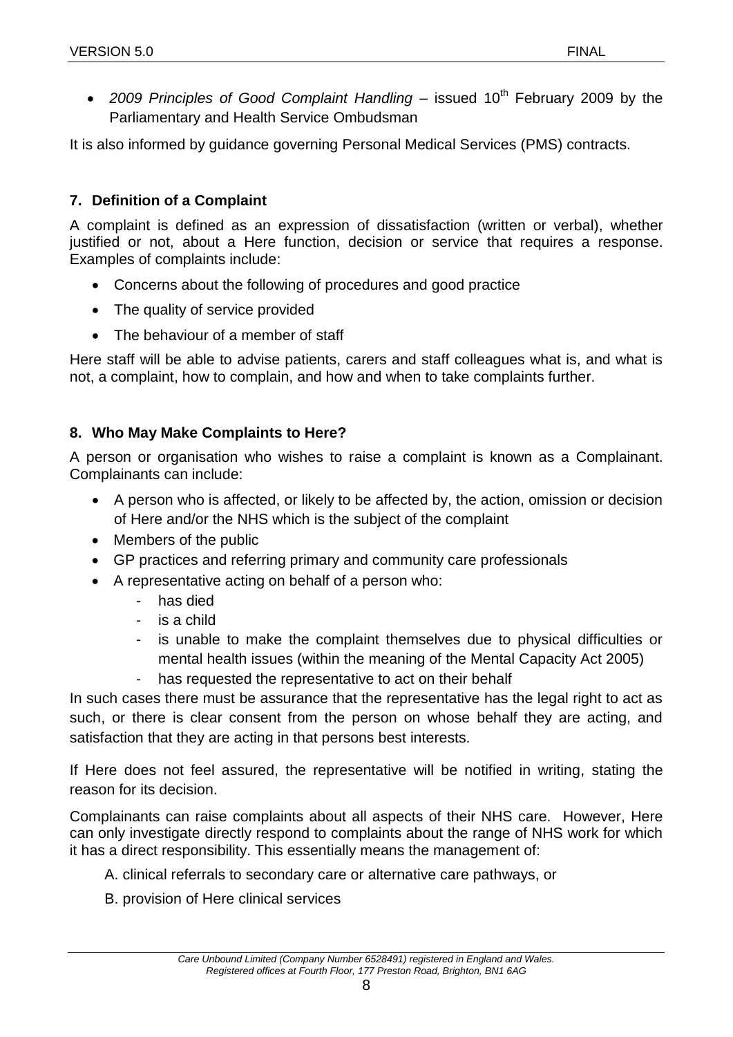- *2009 Principles of Good Complaint Handling* – issued 10th February 2009 by the Parliamentary and Health Service Ombudsman

It is also informed by guidance governing Personal Medical Services (PMS) contracts.

## 7. Definition of a Complaint

A complaint is defined as an expression of dissatisfaction (written or verbal), whether justified or not, about a Here function, decision or service that requires a response. Examples of complaints include:

- Concerns about the following of procedures and good practice
- The quality of service provided
- The behaviour of a member of staff

Here staff will be able to advise patients, carers and staff colleagues what is, and what is not, a complaint, how to complain, and how and when to take complaints further.

## 8. Who May Make Complaints to Here?

A person or organisation who wishes to raise a complaint is known as a Complainant. Complainants can include:

- A person who is affected, or likely to be affected by, the action, omission or decision of Here and/or the NHS which is the subject of the complaint
- Members of the public
- GP practices and referring primary and community care professionals
- A representative acting on behalf of a person who:
    - has died
    - is a child
    - is unable to make the complaint themselves due to physical difficulties or mental health issues (within the meaning of the Mental Capacity Act 2005)
    - has requested the representative to act on their behalf

In such cases there must be assurance that the representative has the legal right to act as such, or there is clear consent from the person on whose behalf they are acting, and satisfaction that they are acting in that persons best interests.

If Here does not feel assured, the representative will be notified in writing, stating the reason for its decision.

Complainants can raise complaints about all aspects of their NHS care. However, Here can only investigate directly respond to complaints about the range of NHS work for which it has a direct responsibility. This essentially means the management of:

A. clinical referrals to secondary care or alternative care pathways, or

B. provision of Here clinical services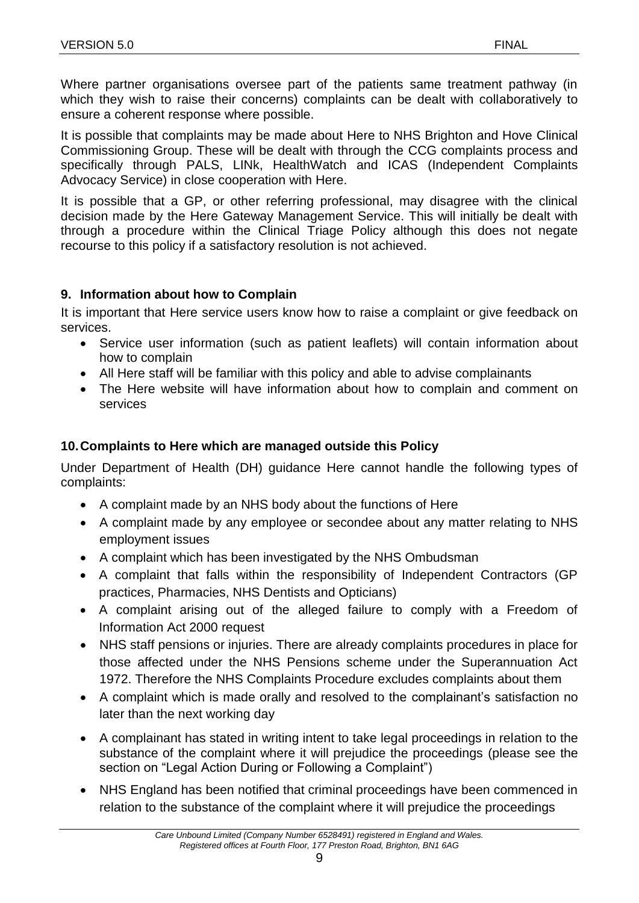Where partner organisations oversee part of the patients same treatment pathway (in which they wish to raise their concerns) complaints can be dealt with collaboratively to ensure a coherent response where possible.

It is possible that complaints may be made about Here to NHS Brighton and Hove Clinical Commissioning Group. These will be dealt with through the CCG complaints process and specifically through PALS, LINk, HealthWatch and ICAS (Independent Complaints Advocacy Service) in close cooperation with Here.

It is possible that a GP, or other referring professional, may disagree with the clinical decision made by the Here Gateway Management Service. This will initially be dealt with through a procedure within the Clinical Triage Policy although this does not negate recourse to this policy if a satisfactory resolution is not achieved.

## 9. Information about how to Complain

It is important that Here service users know how to raise a complaint or give feedback on services.

- Service user information (such as patient leaflets) will contain information about how to complain
- All Here staff will be familiar with this policy and able to advise complainants
- The Here website will have information about how to complain and comment on services

## 10. Complaints to Here which are managed outside this Policy

Under Department of Health (DH) guidance Here cannot handle the following types of complaints:

- A complaint made by an NHS body about the functions of Here
- A complaint made by any employee or secondee about any matter relating to NHS employment issues
- A complaint which has been investigated by the NHS Ombudsman
- A complaint that falls within the responsibility of Independent Contractors (GP practices, Pharmacies, NHS Dentists and Opticians)
- A complaint arising out of the alleged failure to comply with a Freedom of Information Act 2000 request
- NHS staff pensions or injuries. There are already complaints procedures in place for those affected under the NHS Pensions scheme under the Superannuation Act 1972. Therefore the NHS Complaints Procedure excludes complaints about them
- A complaint which is made orally and resolved to the complainant's satisfaction no later than the next working day
- A complainant has stated in writing intent to take legal proceedings in relation to the substance of the complaint where it will prejudice the proceedings (please see the section on "Legal Action During or Following a Complaint")
- NHS England has been notified that criminal proceedings have been commenced in relation to the substance of the complaint where it will prejudice the proceedings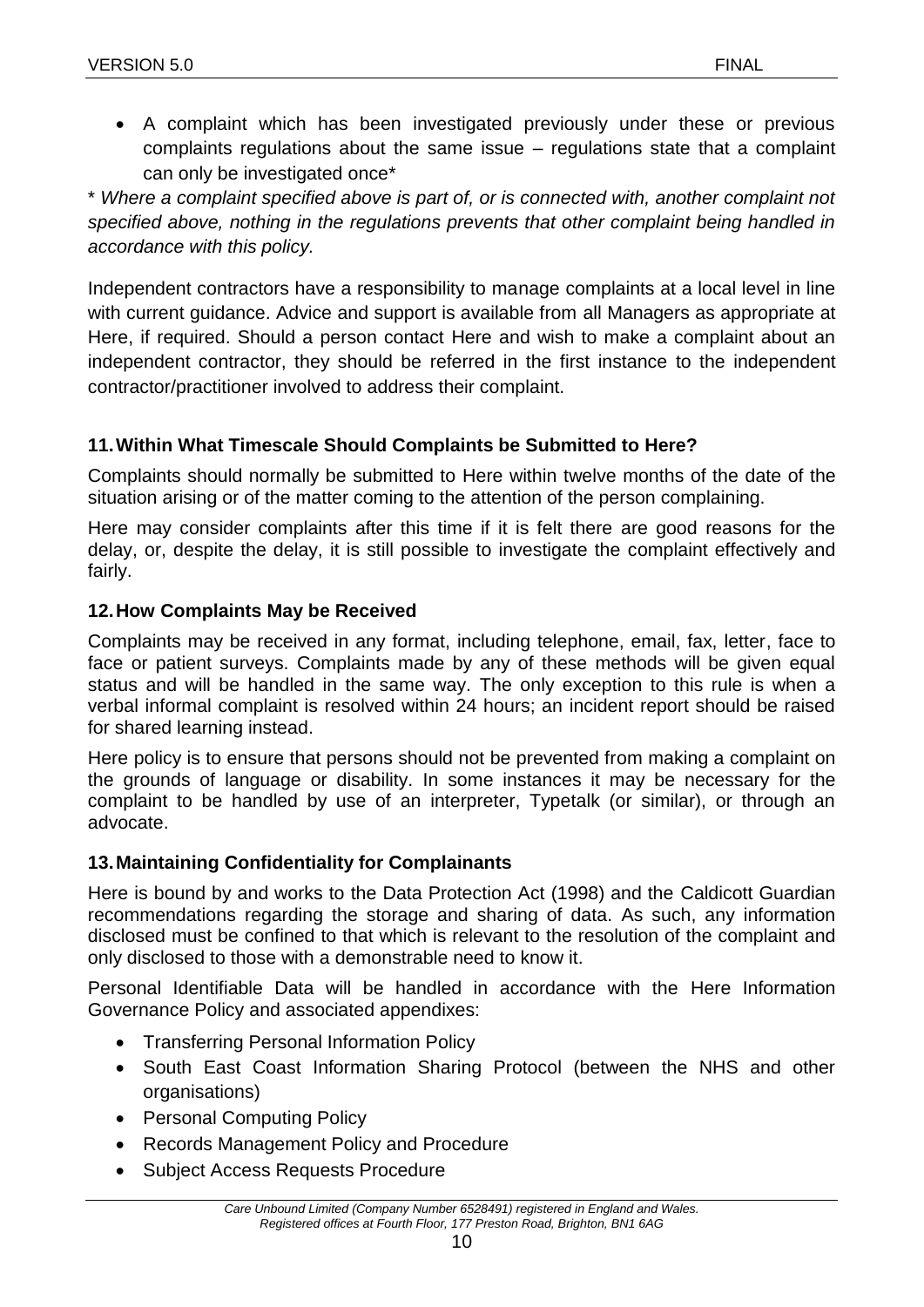- A complaint which has been investigated previously under these or previous complaints regulations about the same issue – regulations state that a complaint can only be investigated once*

*\* Where a complaint specified above is part of, or is connected with, another complaint not specified above, nothing in the regulations prevents that other complaint being handled in accordance with this policy.*

Independent contractors have a responsibility to manage complaints at a local level in line with current guidance. Advice and support is available from all Managers as appropriate at Here, if required. Should a person contact Here and wish to make a complaint about an independent contractor, they should be referred in the first instance to the independent contractor/practitioner involved to address their complaint.

## 11. Within What Timescale Should Complaints be Submitted to Here?

Complaints should normally be submitted to Here within twelve months of the date of the situation arising or of the matter coming to the attention of the person complaining.

Here may consider complaints after this time if it is felt there are good reasons for the delay, or, despite the delay, it is still possible to investigate the complaint effectively and fairly.

## 12. How Complaints May be Received

Complaints may be received in any format, including telephone, email, fax, letter, face to face or patient surveys. Complaints made by any of these methods will be given equal status and will be handled in the same way. The only exception to this rule is when a verbal informal complaint is resolved within 24 hours; an incident report should be raised for shared learning instead.

Here policy is to ensure that persons should not be prevented from making a complaint on the grounds of language or disability. In some instances it may be necessary for the complaint to be handled by use of an interpreter, Typetalk (or similar), or through an advocate.

## 13. Maintaining Confidentiality for Complainants

Here is bound by and works to the Data Protection Act (1998) and the Caldicott Guardian recommendations regarding the storage and sharing of data. As such, any information disclosed must be confined to that which is relevant to the resolution of the complaint and only disclosed to those with a demonstrable need to know it.

Personal Identifiable Data will be handled in accordance with the Here Information Governance Policy and associated appendixes:

- Transferring Personal Information Policy
- South East Coast Information Sharing Protocol (between the NHS and other organisations)
- Personal Computing Policy
- Records Management Policy and Procedure
- Subject Access Requests Procedure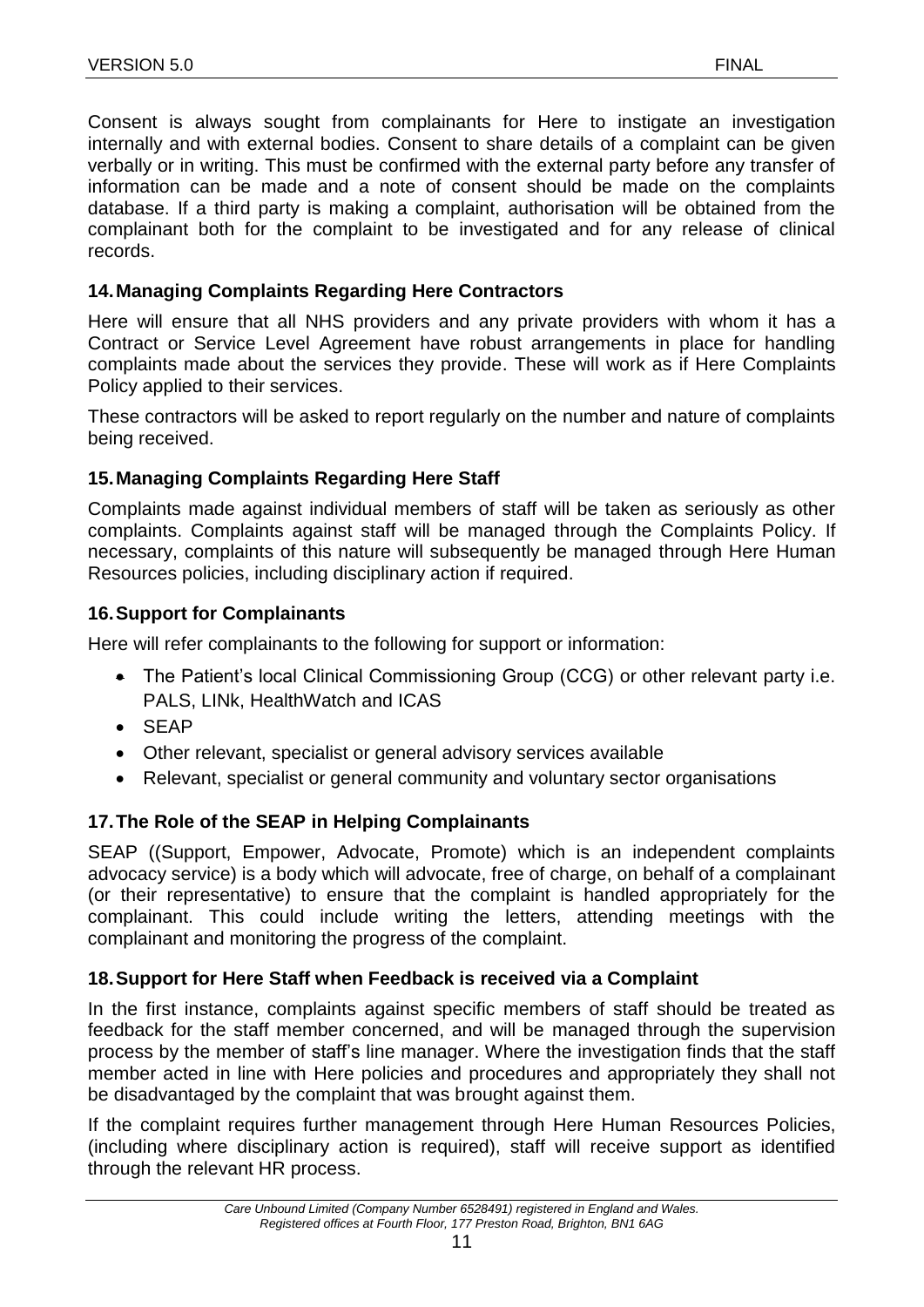Consent is always sought from complainants for Here to instigate an investigation internally and with external bodies. Consent to share details of a complaint can be given verbally or in writing. This must be confirmed with the external party before any transfer of information can be made and a note of consent should be made on the complaints database. If a third party is making a complaint, authorisation will be obtained from the complainant both for the complaint to be investigated and for any release of clinical records.

## 14. Managing Complaints Regarding Here Contractors

Here will ensure that all NHS providers and any private providers with whom it has a Contract or Service Level Agreement have robust arrangements in place for handling complaints made about the services they provide. These will work as if Here Complaints Policy applied to their services.

These contractors will be asked to report regularly on the number and nature of complaints being received.

## 15. Managing Complaints Regarding Here Staff

Complaints made against individual members of staff will be taken as seriously as other complaints. Complaints against staff will be managed through the Complaints Policy. If necessary, complaints of this nature will subsequently be managed through Here Human Resources policies, including disciplinary action if required.

## 16. Support for Complainants

Here will refer complainants to the following for support or information:

- The Patient's local Clinical Commissioning Group (CCG) or other relevant party i.e. PALS, LINk, HealthWatch and ICAS
- SEAP
- Other relevant, specialist or general advisory services available
- Relevant, specialist or general community and voluntary sector organisations

## 17. The Role of the SEAP in Helping Complainants

SEAP ((Support, Empower, Advocate, Promote) which is an independent complaints advocacy service) is a body which will advocate, free of charge, on behalf of a complainant (or their representative) to ensure that the complaint is handled appropriately for the complainant. This could include writing the letters, attending meetings with the complainant and monitoring the progress of the complaint.

## 18. Support for Here Staff when Feedback is received via a Complaint

In the first instance, complaints against specific members of staff should be treated as feedback for the staff member concerned, and will be managed through the supervision process by the member of staff's line manager. Where the investigation finds that the staff member acted in line with Here policies and procedures and appropriately they shall not be disadvantaged by the complaint that was brought against them.

If the complaint requires further management through Here Human Resources Policies, (including where disciplinary action is required), staff will receive support as identified through the relevant HR process.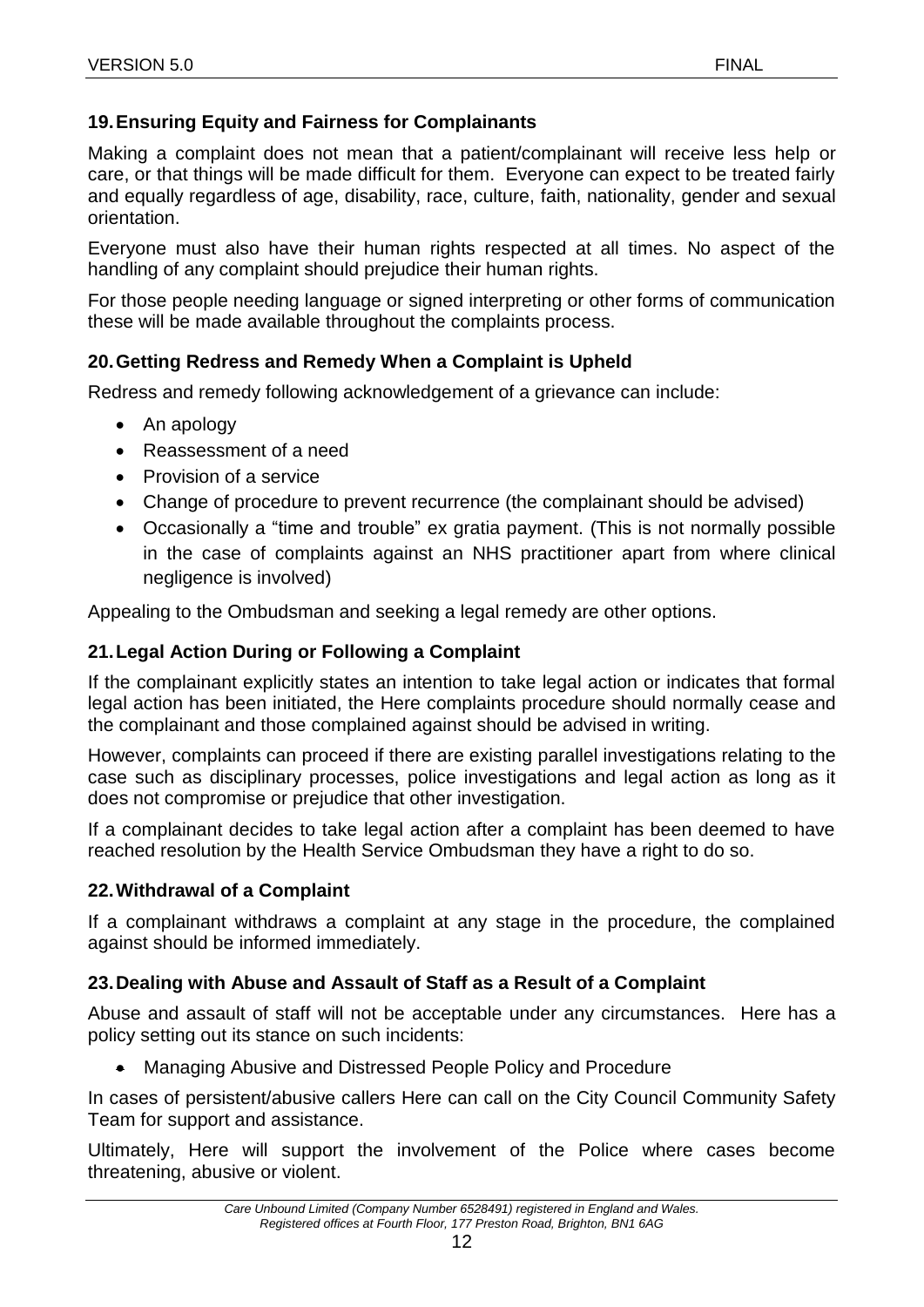## 19. Ensuring Equity and Fairness for Complainants

Making a complaint does not mean that a patient/complainant will receive less help or care, or that things will be made difficult for them. Everyone can expect to be treated fairly and equally regardless of age, disability, race, culture, faith, nationality, gender and sexual orientation.

Everyone must also have their human rights respected at all times. No aspect of the handling of any complaint should prejudice their human rights.

For those people needing language or signed interpreting or other forms of communication these will be made available throughout the complaints process.

## 20. Getting Redress and Remedy When a Complaint is Upheld

Redress and remedy following acknowledgement of a grievance can include:

- An apology
- Reassessment of a need
- Provision of a service
- Change of procedure to prevent recurrence (the complainant should be advised)
- Occasionally a "time and trouble" ex gratia payment. (This is not normally possible in the case of complaints against an NHS practitioner apart from where clinical negligence is involved)

Appealing to the Ombudsman and seeking a legal remedy are other options.

## 21. Legal Action During or Following a Complaint

If the complainant explicitly states an intention to take legal action or indicates that formal legal action has been initiated, the Here complaints procedure should normally cease and the complainant and those complained against should be advised in writing.

However, complaints can proceed if there are existing parallel investigations relating to the case such as disciplinary processes, police investigations and legal action as long as it does not compromise or prejudice that other investigation.

If a complainant decides to take legal action after a complaint has been deemed to have reached resolution by the Health Service Ombudsman they have a right to do so.

## 22. Withdrawal of a Complaint

If a complainant withdraws a complaint at any stage in the procedure, the complained against should be informed immediately.

## 23. Dealing with Abuse and Assault of Staff as a Result of a Complaint

Abuse and assault of staff will not be acceptable under any circumstances. Here has a policy setting out its stance on such incidents:

- Managing Abusive and Distressed People Policy and Procedure

In cases of persistent/abusive callers Here can call on the City Council Community Safety Team for support and assistance.

Ultimately, Here will support the involvement of the Police where cases become threatening, abusive or violent.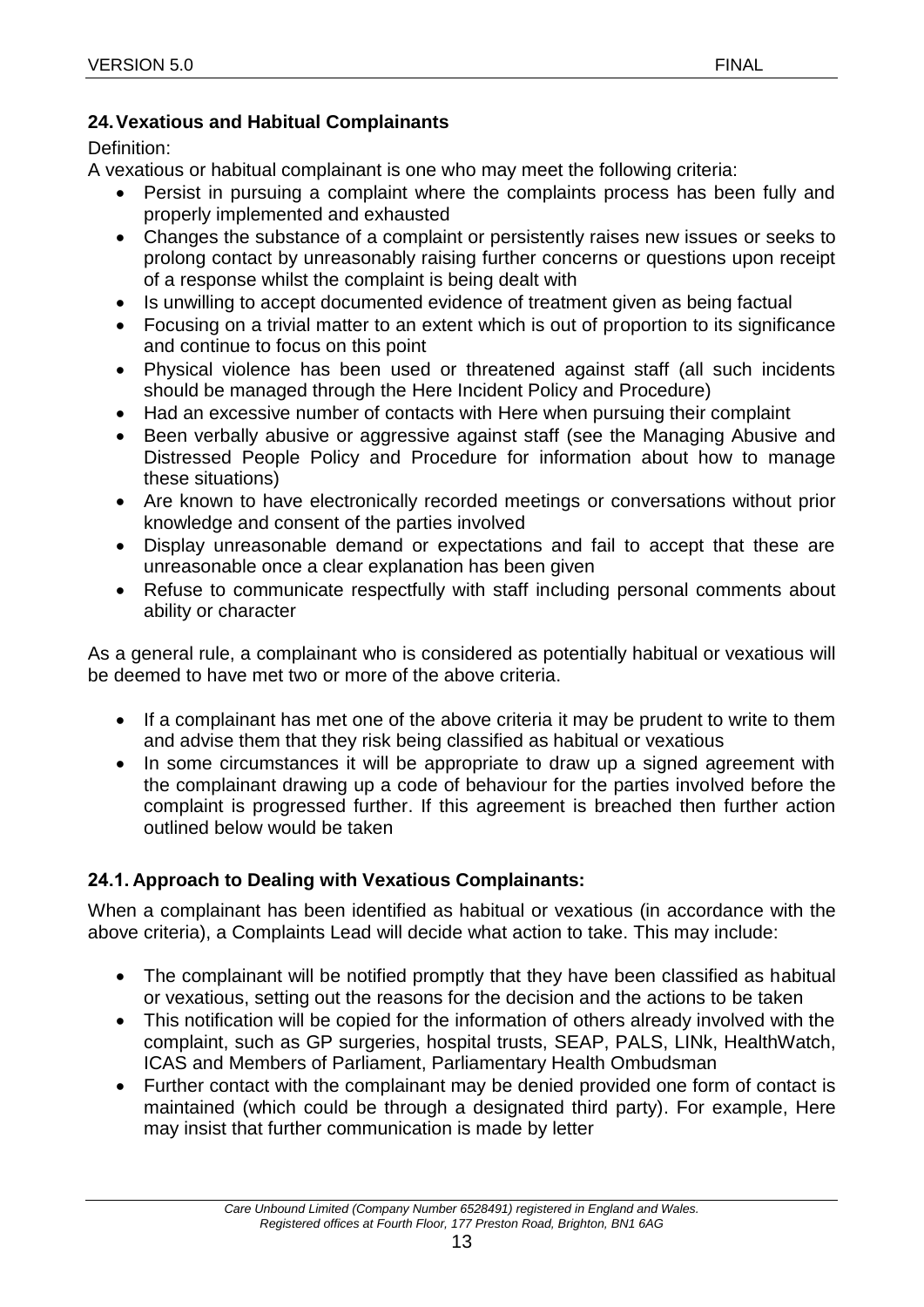## 24. Vexatious and Habitual Complainants

Definition:

A vexatious or habitual complainant is one who may meet the following criteria:

- Persist in pursuing a complaint where the complaints process has been fully and properly implemented and exhausted
- Changes the substance of a complaint or persistently raises new issues or seeks to prolong contact by unreasonably raising further concerns or questions upon receipt of a response whilst the complaint is being dealt with
- Is unwilling to accept documented evidence of treatment given as being factual
- Focusing on a trivial matter to an extent which is out of proportion to its significance and continue to focus on this point
- Physical violence has been used or threatened against staff (all such incidents should be managed through the Here Incident Policy and Procedure)
- Had an excessive number of contacts with Here when pursuing their complaint
- Been verbally abusive or aggressive against staff (see the Managing Abusive and Distressed People Policy and Procedure for information about how to manage these situations)
- Are known to have electronically recorded meetings or conversations without prior knowledge and consent of the parties involved
- Display unreasonable demand or expectations and fail to accept that these are unreasonable once a clear explanation has been given
- Refuse to communicate respectfully with staff including personal comments about ability or character

As a general rule, a complainant who is considered as potentially habitual or vexatious will be deemed to have met two or more of the above criteria.

- If a complainant has met one of the above criteria it may be prudent to write to them and advise them that they risk being classified as habitual or vexatious
- In some circumstances it will be appropriate to draw up a signed agreement with the complainant drawing up a code of behaviour for the parties involved before the complaint is progressed further. If this agreement is breached then further action outlined below would be taken

### 24.1. Approach to Dealing with Vexatious Complainants:

When a complainant has been identified as habitual or vexatious (in accordance with the above criteria), a Complaints Lead will decide what action to take. This may include:

- The complainant will be notified promptly that they have been classified as habitual or vexatious, setting out the reasons for the decision and the actions to be taken
- This notification will be copied for the information of others already involved with the complaint, such as GP surgeries, hospital trusts, SEAP, PALS, LINk, HealthWatch, ICAS and Members of Parliament, Parliamentary Health Ombudsman
- Further contact with the complainant may be denied provided one form of contact is maintained (which could be through a designated third party). For example, Here may insist that further communication is made by letter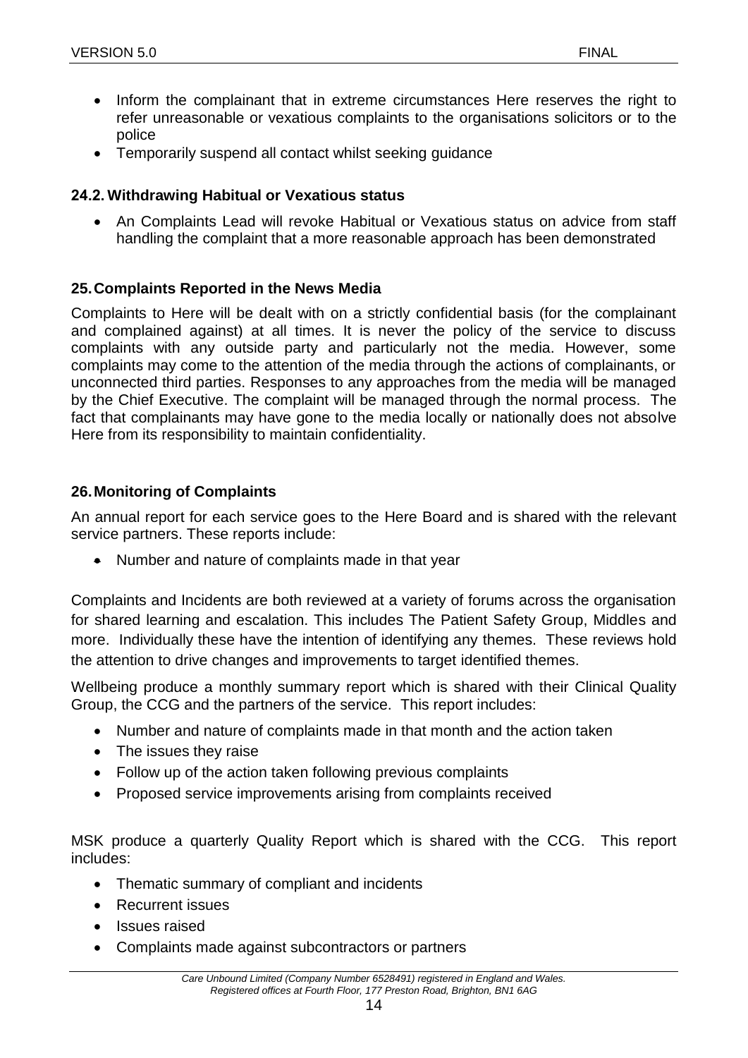- Inform the complainant that in extreme circumstances Here reserves the right to refer unreasonable or vexatious complaints to the organisations solicitors or to the police
- Temporarily suspend all contact whilst seeking guidance

### 24.2. Withdrawing Habitual or Vexatious status

- An Complaints Lead will revoke Habitual or Vexatious status on advice from staff handling the complaint that a more reasonable approach has been demonstrated

## 25. Complaints Reported in the News Media

Complaints to Here will be dealt with on a strictly confidential basis (for the complainant and complained against) at all times. It is never the policy of the service to discuss complaints with any outside party and particularly not the media. However, some complaints may come to the attention of the media through the actions of complainants, or unconnected third parties. Responses to any approaches from the media will be managed by the Chief Executive. The complaint will be managed through the normal process. The fact that complainants may have gone to the media locally or nationally does not absolve Here from its responsibility to maintain confidentiality.

## 26. Monitoring of Complaints

An annual report for each service goes to the Here Board and is shared with the relevant service partners. These reports include:

- Number and nature of complaints made in that year

Complaints and Incidents are both reviewed at a variety of forums across the organisation for shared learning and escalation. This includes The Patient Safety Group, Middles and more. Individually these have the intention of identifying any themes. These reviews hold the attention to drive changes and improvements to target identified themes.

Wellbeing produce a monthly summary report which is shared with their Clinical Quality Group, the CCG and the partners of the service. This report includes:

- Number and nature of complaints made in that month and the action taken
- The issues they raise
- Follow up of the action taken following previous complaints
- Proposed service improvements arising from complaints received

MSK produce a quarterly Quality Report which is shared with the CCG. This report includes:

- Thematic summary of compliant and incidents
- Recurrent issues
- Issues raised
- Complaints made against subcontractors or partners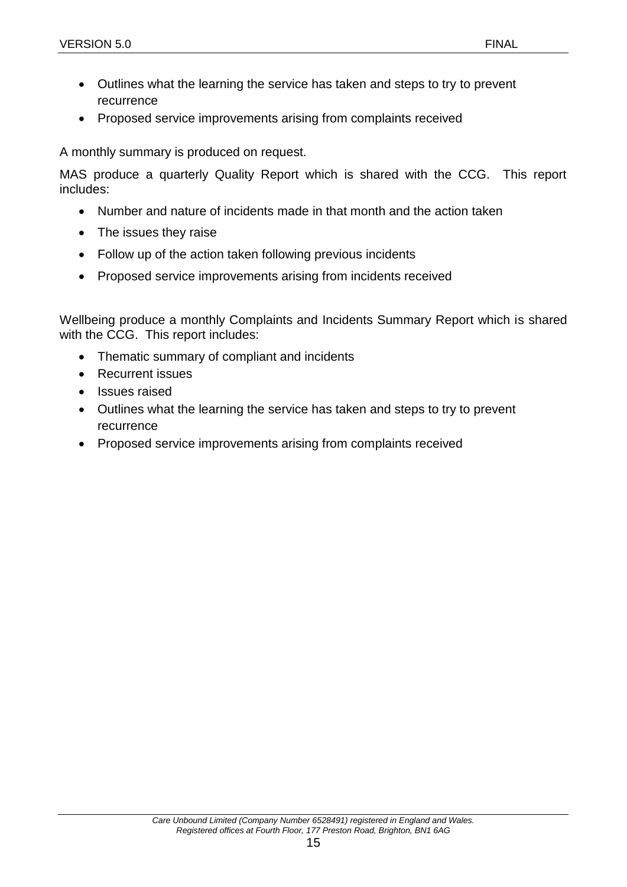- Outlines what the learning the service has taken and steps to try to prevent recurrence
- Proposed service improvements arising from complaints received

A monthly summary is produced on request.

MAS produce a quarterly Quality Report which is shared with the CCG. This report includes:

- Number and nature of incidents made in that month and the action taken
- The issues they raise
- Follow up of the action taken following previous incidents
- Proposed service improvements arising from incidents received

Wellbeing produce a monthly Complaints and Incidents Summary Report which is shared with the CCG. This report includes:

- Thematic summary of compliant and incidents
- Recurrent issues
- Issues raised
- Outlines what the learning the service has taken and steps to try to prevent recurrence
- Proposed service improvements arising from complaints received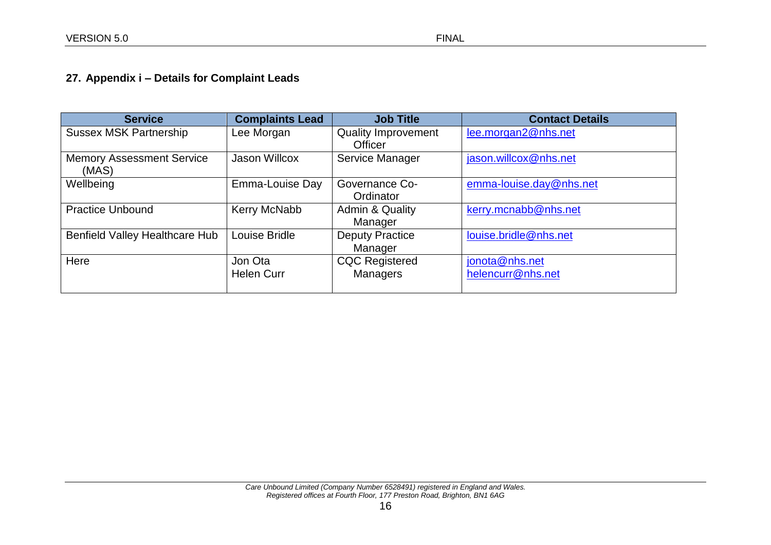## 27. Appendix i – Details for Complaint Leads

| Service | Complaints Lead | Job Title | Contact Details |
|---|---|---|---|
| Sussex MSK Partnership | Lee Morgan | Quality Improvement Officer | lee.morgan2@nhs.net |
| Memory Assessment Service (MAS) | Jason Willcox | Service Manager | jason.willcox@nhs.net |
| Wellbeing | Emma-Louise Day | Governance Co-Ordinator | emma-louise.day@nhs.net |
| Practice Unbound | Kerry McNabb | Admin & Quality Manager | kerry.mcnabb@nhs.net |
| Benfield Valley Healthcare Hub | Louise Bridle | Deputy Practice Manager | louise.bridle@nhs.net |
| Here | Jon Ota<br>Helen Curr | CQC Registered Managers | jonota@nhs.net<br>helencurr@nhs.net |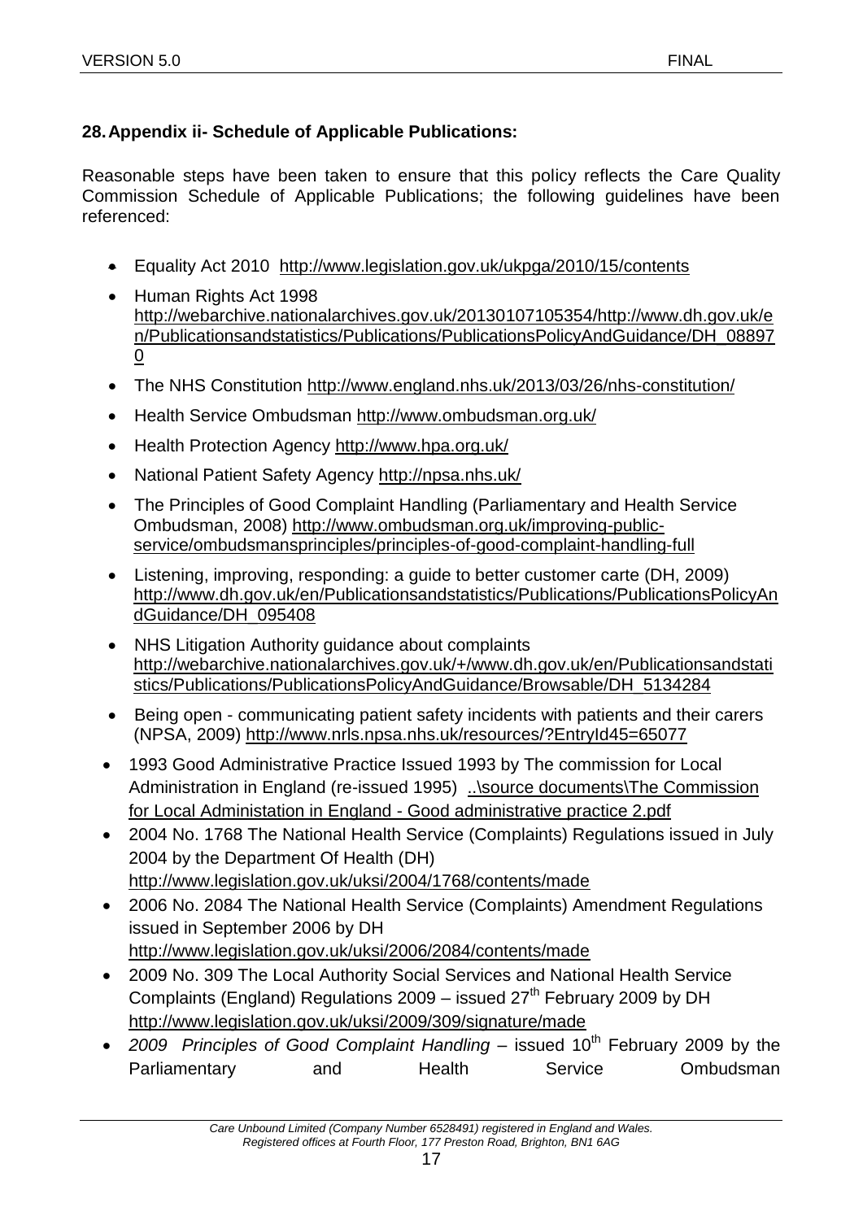## 28. Appendix ii- Schedule of Applicable Publications:

Reasonable steps have been taken to ensure that this policy reflects the Care Quality Commission Schedule of Applicable Publications; the following guidelines have been referenced:

- Equality Act 2010 http://www.legislation.gov.uk/ukpga/2010/15/contents
- Human Rights Act 1998 http://webarchive.nationalarchives.gov.uk/20130107105354/http://www.dh.gov.uk/en/Publicationsandstatistics/Publications/PublicationsPolicyAndGuidance/DH_088970
- The NHS Constitution http://www.england.nhs.uk/2013/03/26/nhs-constitution/
- Health Service Ombudsman http://www.ombudsman.org.uk/
- Health Protection Agency http://www.hpa.org.uk/
- National Patient Safety Agency http://npsa.nhs.uk/
- The Principles of Good Complaint Handling (Parliamentary and Health Service Ombudsman, 2008) http://www.ombudsman.org.uk/improving-public-service/ombudsmansprinciples/principles-of-good-complaint-handling-full
- Listening, improving, responding: a guide to better customer carte (DH, 2009) http://www.dh.gov.uk/en/Publicationsandstatistics/Publications/PublicationsPolicyAndGuidance/DH_095408
- NHS Litigation Authority guidance about complaints http://webarchive.nationalarchives.gov.uk/+/www.dh.gov.uk/en/Publicationsandstatistics/Publications/PublicationsPolicyAndGuidance/Browsable/DH_5134284
- Being open - communicating patient safety incidents with patients and their carers (NPSA, 2009) http://www.nrls.npsa.nhs.uk/resources/?EntryId45=65077
- 1993 Good Administrative Practice Issued 1993 by The commission for Local Administration in England (re-issued 1995) ..\source documents\The Commission for Local Administation in England - Good administrative practice 2.pdf
- 2004 No. 1768 The National Health Service (Complaints) Regulations issued in July 2004 by the Department Of Health (DH) http://www.legislation.gov.uk/uksi/2004/1768/contents/made
- 2006 No. 2084 The National Health Service (Complaints) Amendment Regulations issued in September 2006 by DH http://www.legislation.gov.uk/uksi/2006/2084/contents/made
- 2009 No. 309 The Local Authority Social Services and National Health Service Complaints (England) Regulations 2009 – issued 27th February 2009 by DH http://www.legislation.gov.uk/uksi/2009/309/signature/made
- *2009 Principles of Good Complaint Handling* – issued 10th February 2009 by the Parliamentary and Health Service Ombudsman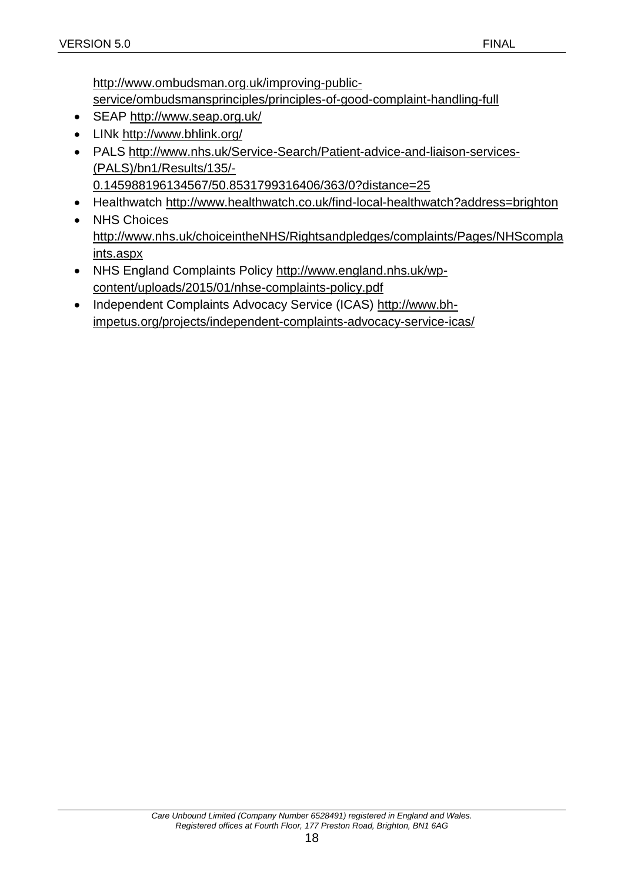http://www.ombudsman.org.uk/improving-public-service/ombudsmansprinciples/principles-of-good-complaint-handling-full

- SEAP http://www.seap.org.uk/
- LINk http://www.bhlink.org/
- PALS http://www.nhs.uk/Service-Search/Patient-advice-and-liaison-services-(PALS)/bn1/Results/135/-0.145988196134567/50.8531799316406/363/0?distance=25
- Healthwatch http://www.healthwatch.co.uk/find-local-healthwatch?address=brighton
- NHS Choices http://www.nhs.uk/choiceintheNHS/Rightsandpledges/complaints/Pages/NHScomplaints.aspx
- NHS England Complaints Policy http://www.england.nhs.uk/wp-content/uploads/2015/01/nhse-complaints-policy.pdf
- Independent Complaints Advocacy Service (ICAS) http://www.bh-impetus.org/projects/independent-complaints-advocacy-service-icas/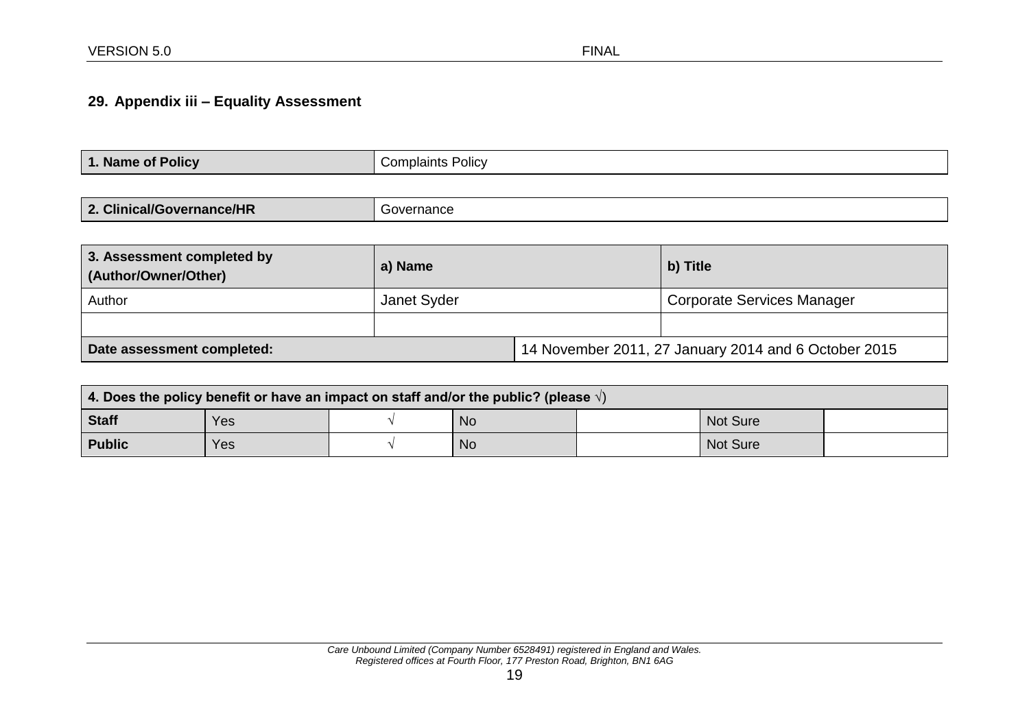## 29. Appendix iii – Equality Assessment

| **1. Name of Policy** | Complaints Policy |
|---|---|

| **2. Clinical/Governance/HR** | Governance |
|---|---|

| **3. Assessment completed by (Author/Owner/Other)** | **a) Name** | **b) Title** |
|---|---|---|
| Author | Janet Syder | Corporate Services Manager |
| | | |
| **Date assessment completed:** | 14 November 2011, 27 January 2014 and 6 October 2015 | |

| **4. Does the policy benefit or have an impact on staff and/or the public? (please √)** | | | | | | |
|---|---|---|---|---|---|---|
| **Staff** | Yes | √ | No | | Not Sure | |
| **Public** | Yes | √ | No | | Not Sure | |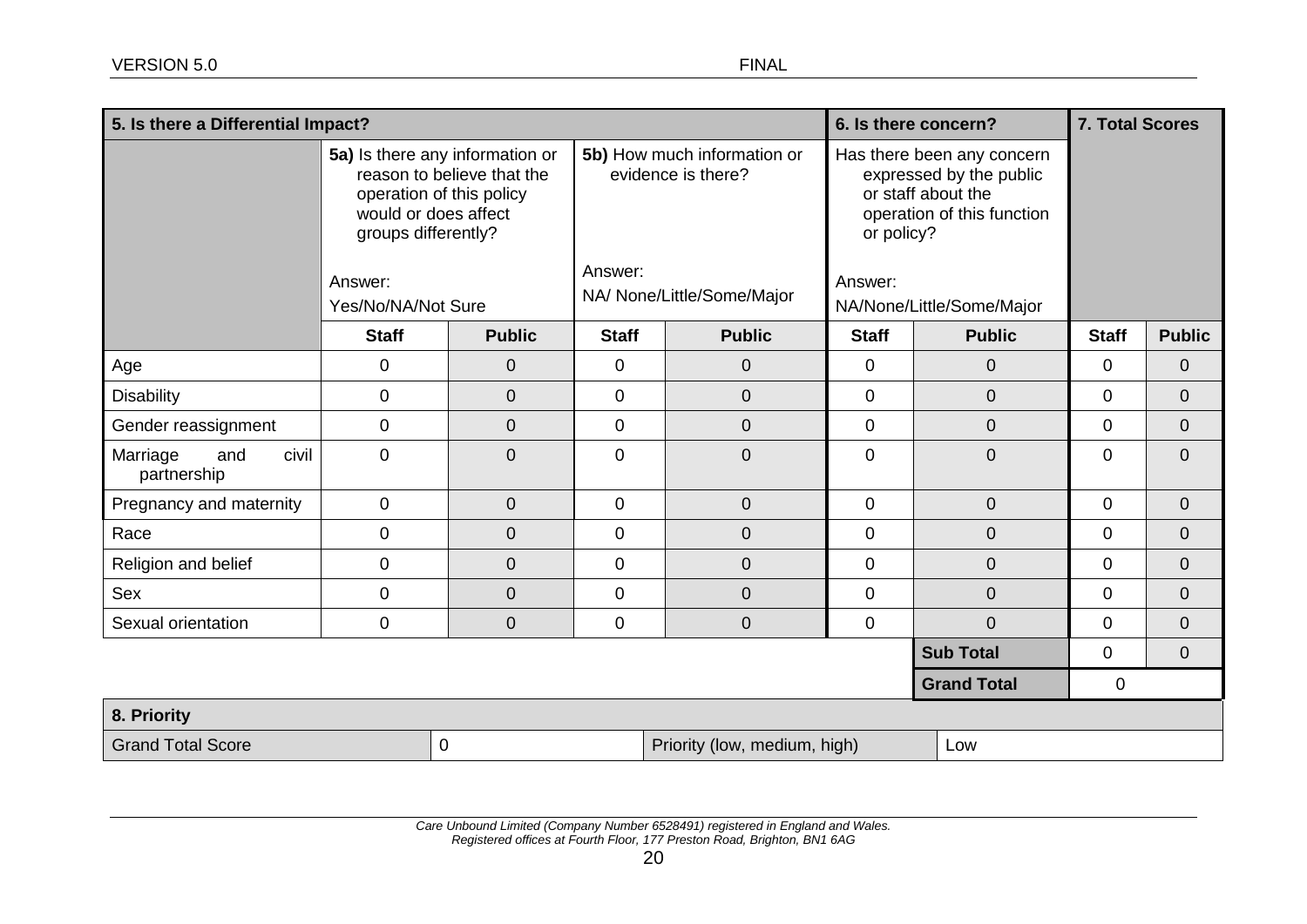| 5. Is there a Differential Impact? | | | | | 6. Is there concern? | | 7. Total Scores | |
|---|---|---|---|---|---|---|---|---|
| | **5a)** Is there any information or reason to believe that the operation of this policy would or does affect groups differently?<br><br>Answer:<br>Yes/No/NA/Not Sure | | **5b)** How much information or evidence is there?<br><br>Answer:<br>NA/ None/Little/Some/Major | | Has there been any concern expressed by the public or staff about the operation of this function or policy?<br><br>Answer:<br>NA/None/Little/Some/Major | | | |
| | **Staff** | **Public** | **Staff** | **Public** | **Staff** | **Public** | **Staff** | **Public** |
| Age | 0 | 0 | 0 | 0 | 0 | 0 | 0 | 0 |
| Disability | 0 | 0 | 0 | 0 | 0 | 0 | 0 | 0 |
| Gender reassignment | 0 | 0 | 0 | 0 | 0 | 0 | 0 | 0 |
| Marriage and civil partnership | 0 | 0 | 0 | 0 | 0 | 0 | 0 | 0 |
| Pregnancy and maternity | 0 | 0 | 0 | 0 | 0 | 0 | 0 | 0 |
| Race | 0 | 0 | 0 | 0 | 0 | 0 | 0 | 0 |
| Religion and belief | 0 | 0 | 0 | 0 | 0 | 0 | 0 | 0 |
| Sex | 0 | 0 | 0 | 0 | 0 | 0 | 0 | 0 |
| Sexual orientation | 0 | 0 | 0 | 0 | 0 | 0 | 0 | 0 |
| | | | | | | **Sub Total** | 0 | 0 |
| | | | | | | **Grand Total** | 0 | |

| 8. Priority | | | |
|---|---|---|---|
| Grand Total Score | 0 | Priority (low, medium, high) | Low |

*Care Unbound Limited (Company Number 6528491) registered in England and Wales.*
*Registered offices at Fourth Floor, 177 Preston Road, Brighton, BN1 6AG*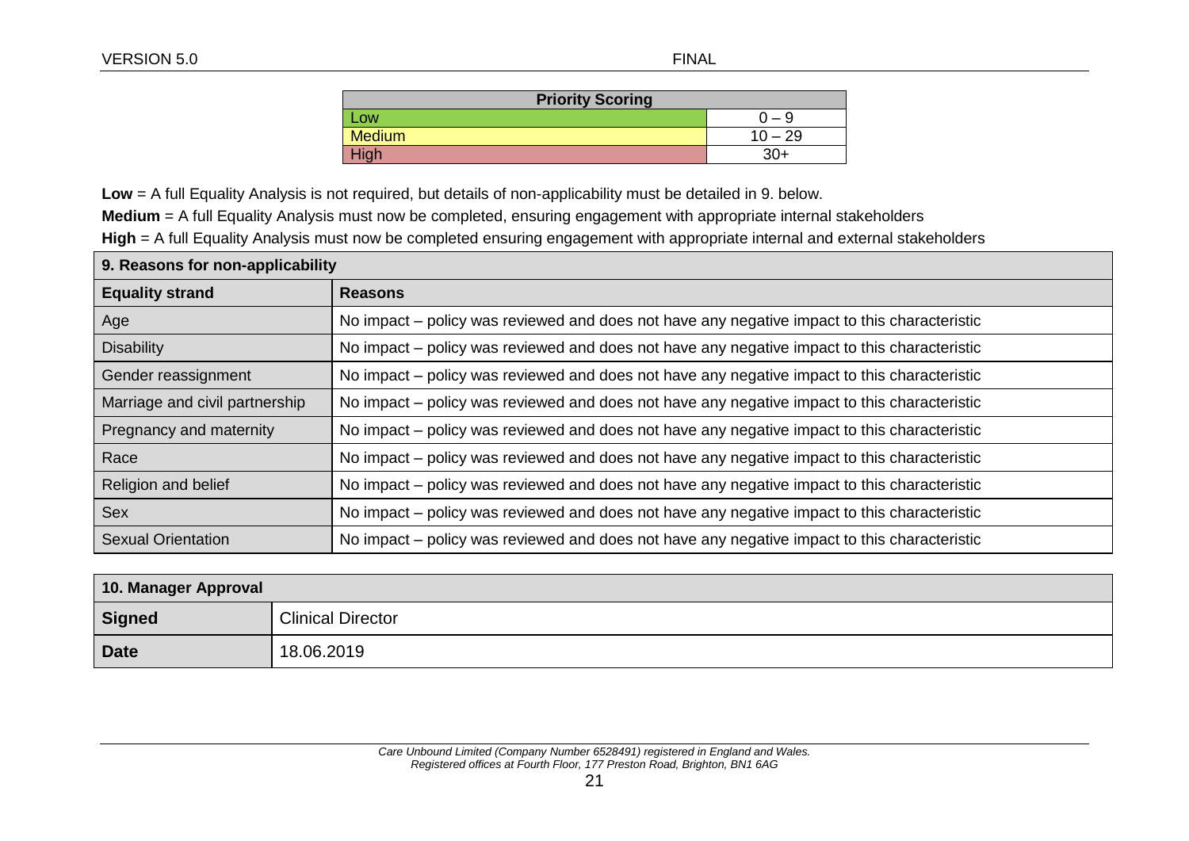| Priority Scoring | |
|---|---|
| Low | 0 – 9 |
| Medium | 10 – 29 |
| High | 30+ |

**Low** = A full Equality Analysis is not required, but details of non-applicability must be detailed in 9. below.

**Medium** = A full Equality Analysis must now be completed, ensuring engagement with appropriate internal stakeholders

**High** = A full Equality Analysis must now be completed ensuring engagement with appropriate internal and external stakeholders

| **9. Reasons for non-applicability** | |
|---|---|
| **Equality strand** | **Reasons** |
| Age | No impact – policy was reviewed and does not have any negative impact to this characteristic |
| Disability | No impact – policy was reviewed and does not have any negative impact to this characteristic |
| Gender reassignment | No impact – policy was reviewed and does not have any negative impact to this characteristic |
| Marriage and civil partnership | No impact – policy was reviewed and does not have any negative impact to this characteristic |
| Pregnancy and maternity | No impact – policy was reviewed and does not have any negative impact to this characteristic |
| Race | No impact – policy was reviewed and does not have any negative impact to this characteristic |
| Religion and belief | No impact – policy was reviewed and does not have any negative impact to this characteristic |
| Sex | No impact – policy was reviewed and does not have any negative impact to this characteristic |
| Sexual Orientation | No impact – policy was reviewed and does not have any negative impact to this characteristic |

| **10. Manager Approval** | |
|---|---|
| **Signed** | Clinical Director |
| **Date** | 18.06.2019 |

*Care Unbound Limited (Company Number 6528491) registered in England and Wales.*
*Registered offices at Fourth Floor, 177 Preston Road, Brighton, BN1 6AG*